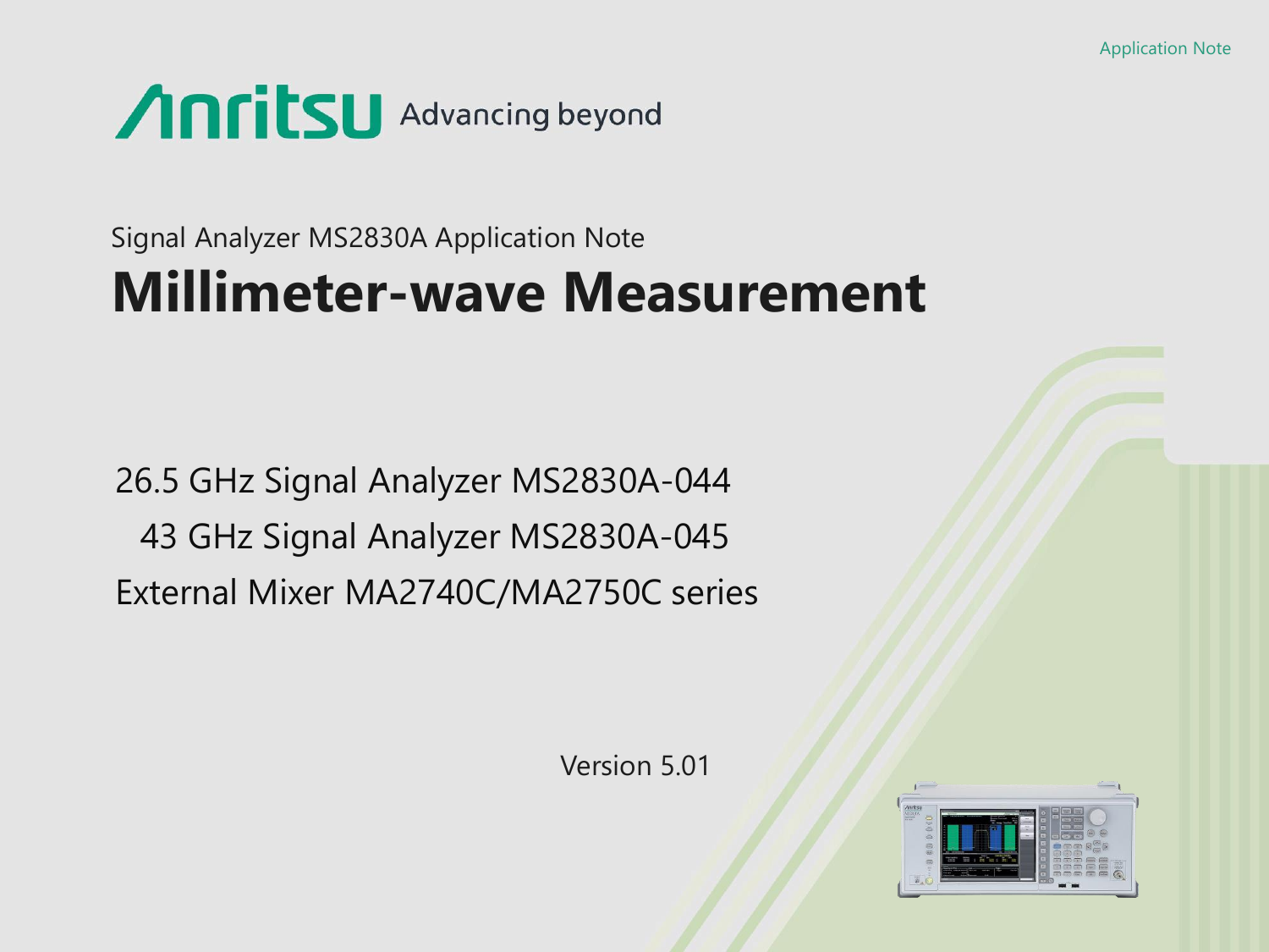Application Note

Anritsu Advancing beyond

Signal Analyzer MS2830A Application Note

# Millimeter-wave Measurement

26.5 GHz Signal Analyzer MS2830A-044

43 GHz Signal Analyzer MS2830A-045

External Mixer MA2740C/MA2750C series

Version 5.01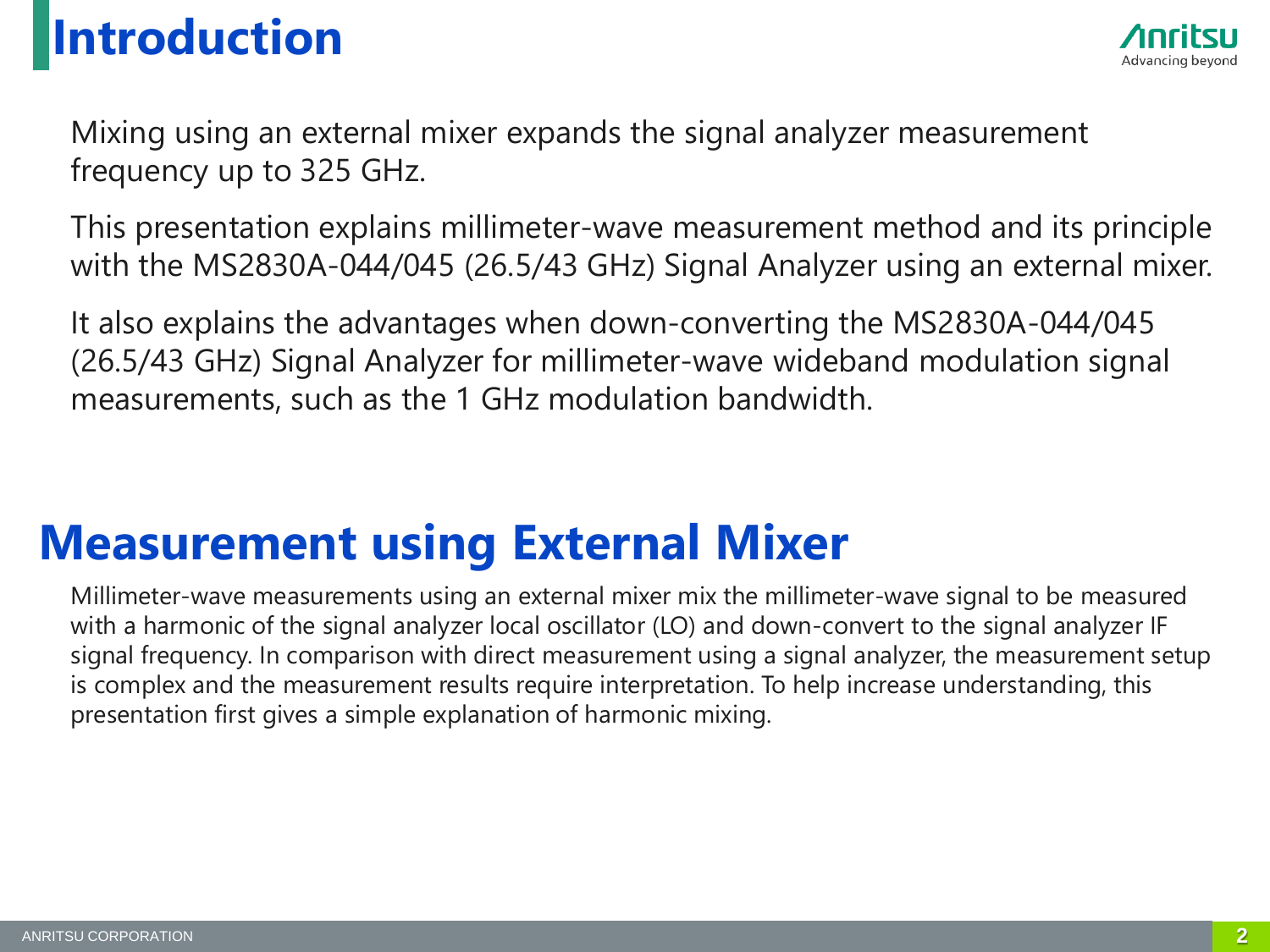# Introduction

Mixing using an external mixer expands the signal analyzer measurement frequency up to 325 GHz.

This presentation explains millimeter-wave measurement method and its principle with the MS2830A-044/045 (26.5/43 GHz) Signal Analyzer using an external mixer.

It also explains the advantages when down-converting the MS2830A-044/045 (26.5/43 GHz) Signal Analyzer for millimeter-wave wideband modulation signal measurements, such as the 1 GHz modulation bandwidth.

# Measurement using External Mixer

Millimeter-wave measurements using an external mixer mix the millimeter-wave signal to be measured with a harmonic of the signal analyzer local oscillator (LO) and down-convert to the signal analyzer IF signal frequency. In comparison with direct measurement using a signal analyzer, the measurement setup is complex and the measurement results require interpretation. To help increase understanding, this presentation first gives a simple explanation of harmonic mixing.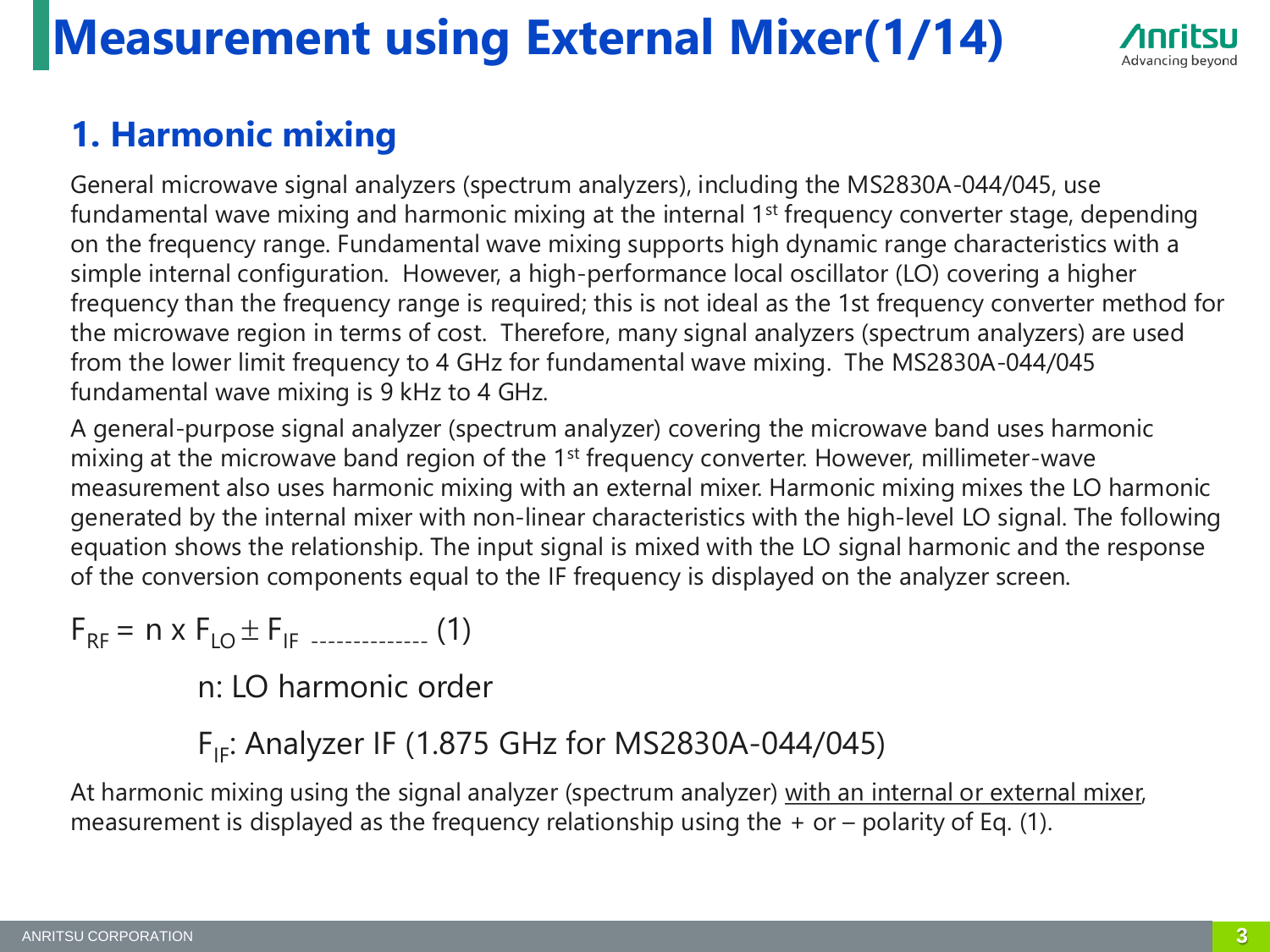# Measurement using External Mixer(1/14)

## 1. Harmonic mixing

General microwave signal analyzers (spectrum analyzers), including the MS2830A-044/045, use fundamental wave mixing and harmonic mixing at the internal 1st frequency converter stage, depending on the frequency range. Fundamental wave mixing supports high dynamic range characteristics with a simple internal configuration. However, a high-performance local oscillator (LO) covering a higher frequency than the frequency range is required; this is not ideal as the 1st frequency converter method for the microwave region in terms of cost. Therefore, many signal analyzers (spectrum analyzers) are used from the lower limit frequency to 4 GHz for fundamental wave mixing. The MS2830A-044/045 fundamental wave mixing is 9 kHz to 4 GHz.

A general-purpose signal analyzer (spectrum analyzer) covering the microwave band uses harmonic mixing at the microwave band region of the 1st frequency converter. However, millimeter-wave measurement also uses harmonic mixing with an external mixer. Harmonic mixing mixes the LO harmonic generated by the internal mixer with non-linear characteristics with the high-level LO signal. The following equation shows the relationship. The input signal is mixed with the LO signal harmonic and the response of the conversion components equal to the IF frequency is displayed on the analyzer screen.

$$F_{RF} = n \times F_{LO} \pm F_{IF} \quad \text{-------------- (1)}$$

n: LO harmonic order

$F_{IF}$: Analyzer IF (1.875 GHz for MS2830A-044/045)

At harmonic mixing using the signal analyzer (spectrum analyzer) with an internal or external mixer, measurement is displayed as the frequency relationship using the + or – polarity of Eq. (1).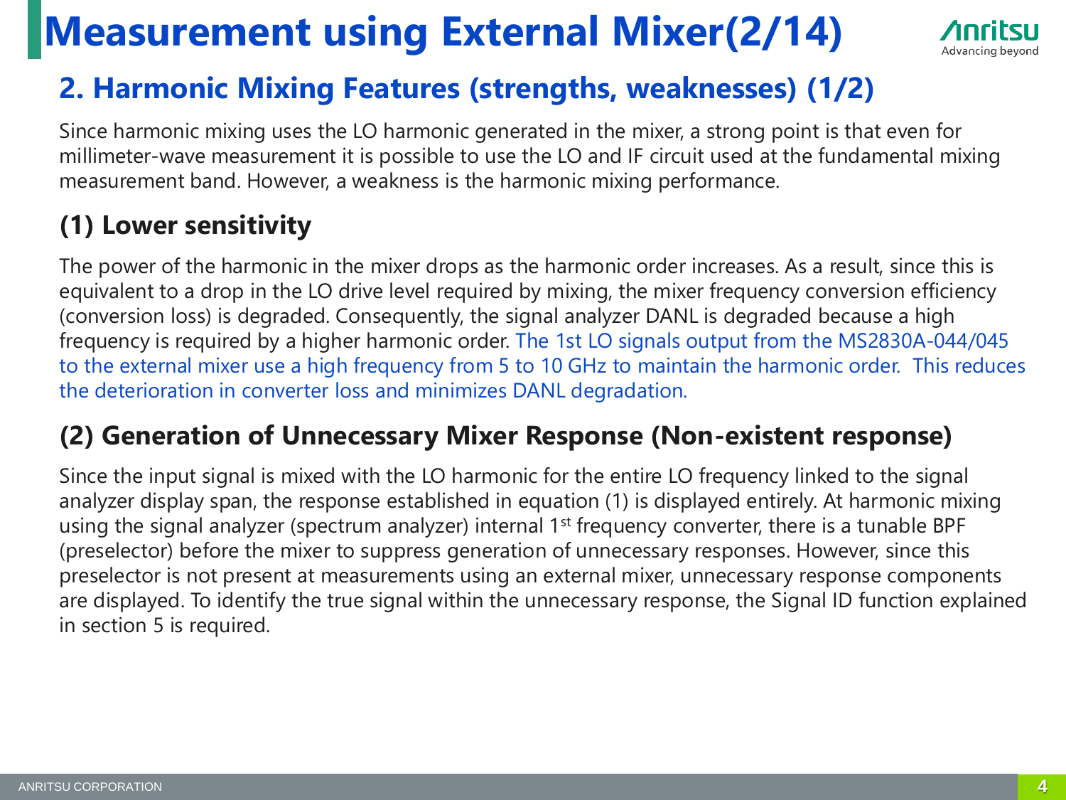# Measurement using External Mixer(2/14)

## 2. Harmonic Mixing Features (strengths, weaknesses) (1/2)

Since harmonic mixing uses the LO harmonic generated in the mixer, a strong point is that even for millimeter-wave measurement it is possible to use the LO and IF circuit used at the fundamental mixing measurement band. However, a weakness is the harmonic mixing performance.

### (1) Lower sensitivity

The power of the harmonic in the mixer drops as the harmonic order increases. As a result, since this is equivalent to a drop in the LO drive level required by mixing, the mixer frequency conversion efficiency (conversion loss) is degraded. Consequently, the signal analyzer DANL is degraded because a high frequency is required by a higher harmonic order. The 1st LO signals output from the MS2830A-044/045 to the external mixer use a high frequency from 5 to 10 GHz to maintain the harmonic order. This reduces the deterioration in converter loss and minimizes DANL degradation.

### (2) Generation of Unnecessary Mixer Response (Non-existent response)

Since the input signal is mixed with the LO harmonic for the entire LO frequency linked to the signal analyzer display span, the response established in equation (1) is displayed entirely. At harmonic mixing using the signal analyzer (spectrum analyzer) internal 1st frequency converter, there is a tunable BPF (preselector) before the mixer to suppress generation of unnecessary responses. However, since this preselector is not present at measurements using an external mixer, unnecessary response components are displayed. To identify the true signal within the unnecessary response, the Signal ID function explained in section 5 is required.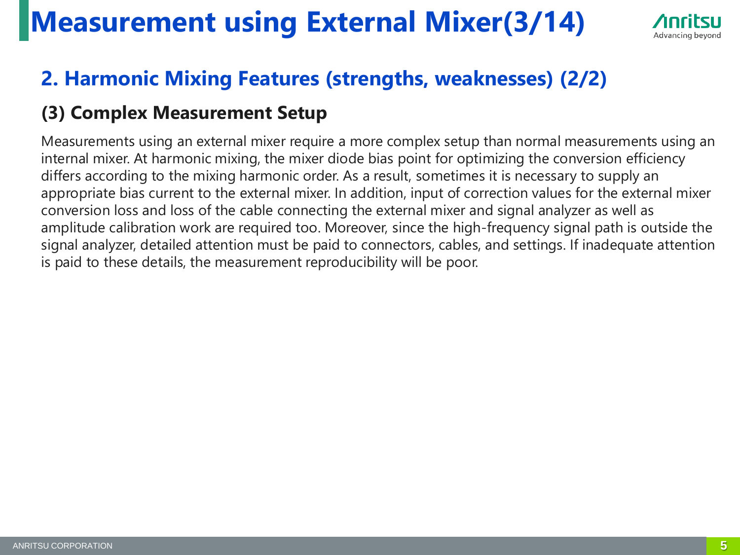# Measurement using External Mixer(3/14)

## 2. Harmonic Mixing Features (strengths, weaknesses) (2/2)

### (3) Complex Measurement Setup

Measurements using an external mixer require a more complex setup than normal measurements using an internal mixer. At harmonic mixing, the mixer diode bias point for optimizing the conversion efficiency differs according to the mixing harmonic order. As a result, sometimes it is necessary to supply an appropriate bias current to the external mixer. In addition, input of correction values for the external mixer conversion loss and loss of the cable connecting the external mixer and signal analyzer as well as amplitude calibration work are required too. Moreover, since the high-frequency signal path is outside the signal analyzer, detailed attention must be paid to connectors, cables, and settings. If inadequate attention is paid to these details, the measurement reproducibility will be poor.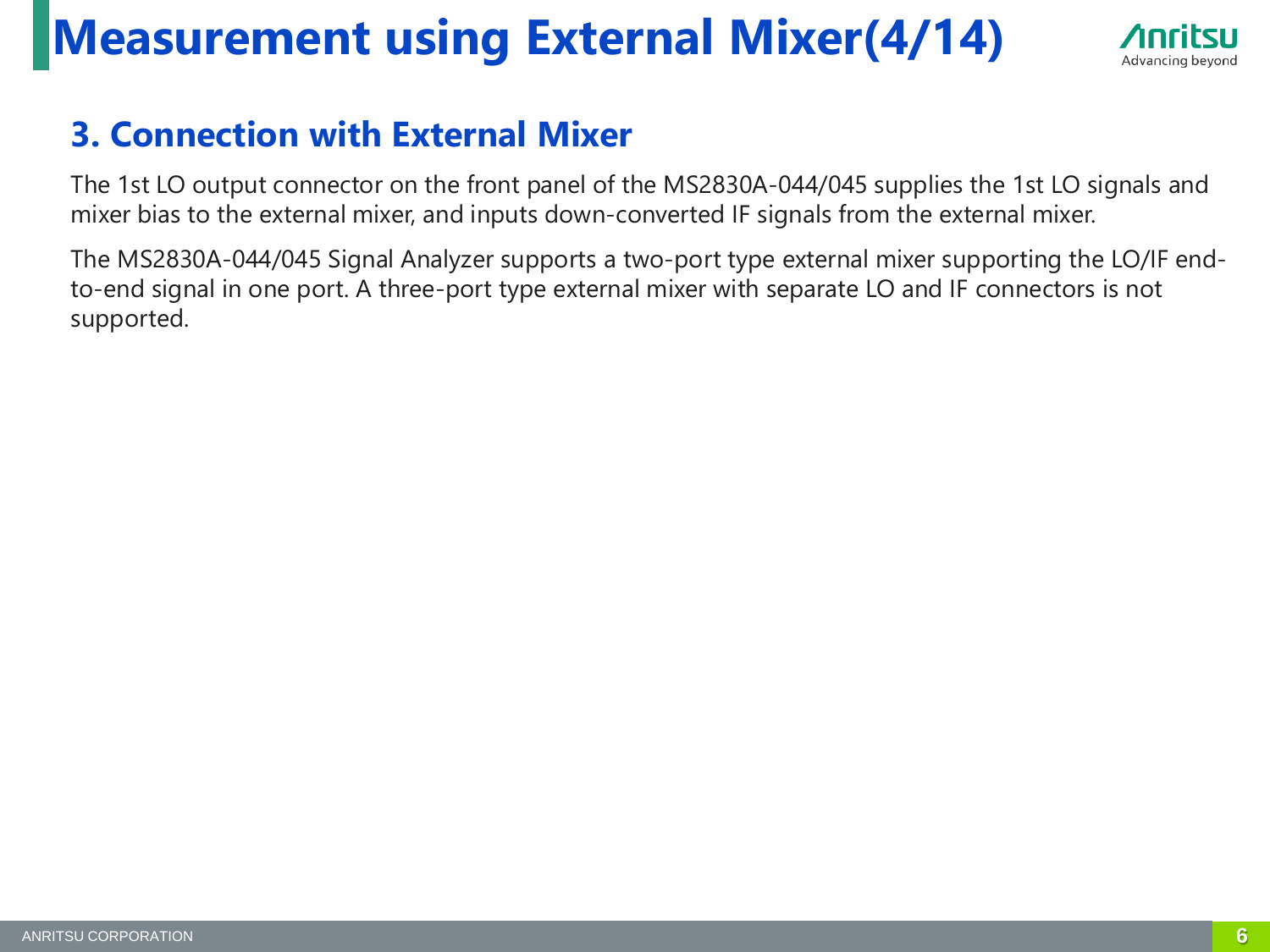# Measurement using External Mixer(4/14)

## 3. Connection with External Mixer

The 1st LO output connector on the front panel of the MS2830A-044/045 supplies the 1st LO signals and mixer bias to the external mixer, and inputs down-converted IF signals from the external mixer.

The MS2830A-044/045 Signal Analyzer supports a two-port type external mixer supporting the LO/IF end-to-end signal in one port. A three-port type external mixer with separate LO and IF connectors is not supported.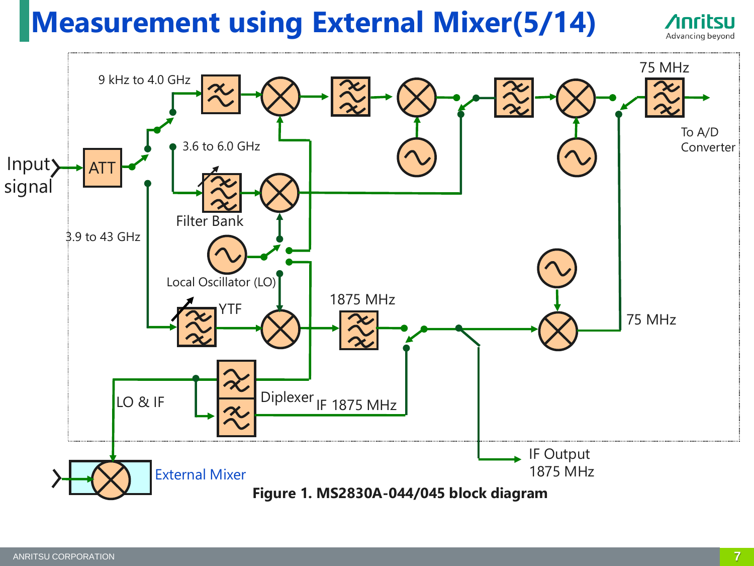# Measurement using External Mixer(5/14)

Input signal

ATT

9 kHz to 4.0 GHz

3.6 to 6.0 GHz

Filter Bank

3.9 to 43 GHz

Local Oscillator (LO)

YTF

1875 MHz

75 MHz

To A/D Converter

75 MHz

LO & IF

Diplexer

IF 1875 MHz

IF Output 1875 MHz

External Mixer

**Figure 1. MS2830A-044/045 block diagram**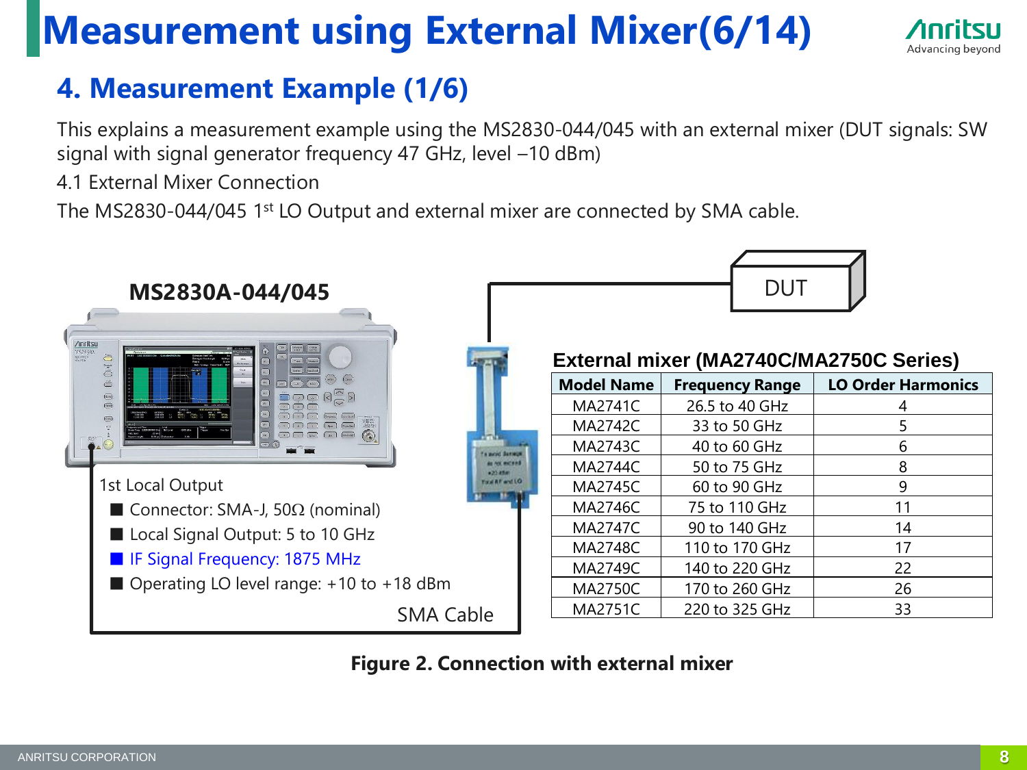# Measurement using External Mixer(6/14)

## 4. Measurement Example (1/6)

This explains a measurement example using the MS2830-044/045 with an external mixer (DUT signals: SW signal with signal generator frequency 47 GHz, level –10 dBm)

4.1 External Mixer Connection

The MS2830-044/045 1st LO Output and external mixer are connected by SMA cable.

**MS2830A-044/045**

DUT

1st Local Output

- Connector: SMA-J, 50Ω (nominal)
- Local Signal Output: 5 to 10 GHz
- IF Signal Frequency: 1875 MHz
- Operating LO level range: +10 to +18 dBm

SMA Cable

**External mixer (MA2740C/MA2750C Series)**

| Model Name | Frequency Range | LO Order Harmonics |
|---|---|---|
| MA2741C | 26.5 to 40 GHz | 4 |
| MA2742C | 33 to 50 GHz | 5 |
| MA2743C | 40 to 60 GHz | 6 |
| MA2744C | 50 to 75 GHz | 8 |
| MA2745C | 60 to 90 GHz | 9 |
| MA2746C | 75 to 110 GHz | 11 |
| MA2747C | 90 to 140 GHz | 14 |
| MA2748C | 110 to 170 GHz | 17 |
| MA2749C | 140 to 220 GHz | 22 |
| MA2750C | 170 to 260 GHz | 26 |
| MA2751C | 220 to 325 GHz | 33 |

**Figure 2. Connection with external mixer**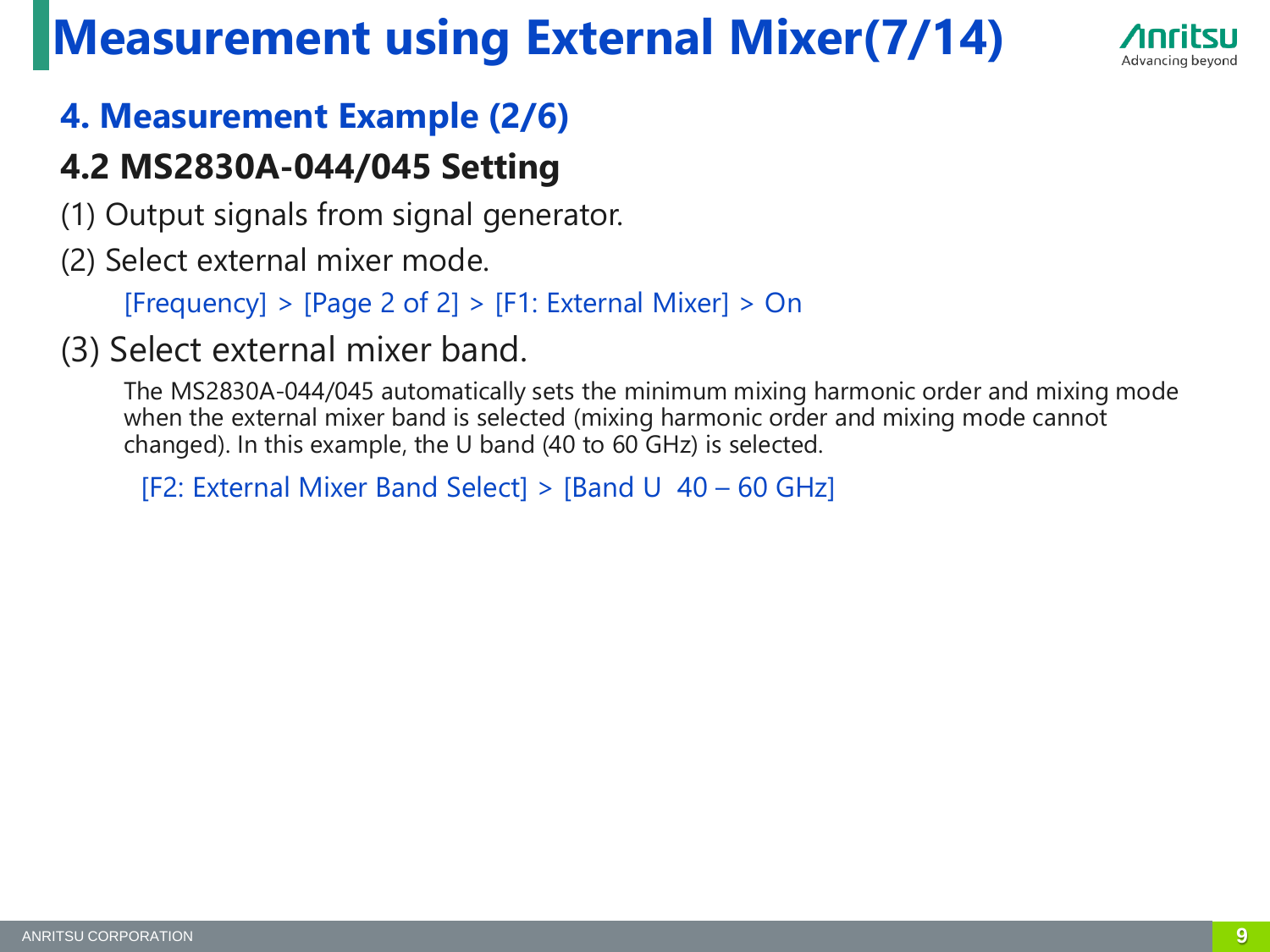# Measurement using External Mixer(7/14)

## 4. Measurement Example (2/6)

### 4.2 MS2830A-044/045 Setting

(1) Output signals from signal generator.

(2) Select external mixer mode.

[Frequency] > [Page 2 of 2] > [F1: External Mixer] > On

(3) Select external mixer band.

The MS2830A-044/045 automatically sets the minimum mixing harmonic order and mixing mode when the external mixer band is selected (mixing harmonic order and mixing mode cannot changed). In this example, the U band (40 to 60 GHz) is selected.

[F2: External Mixer Band Select] > [Band U 40 – 60 GHz]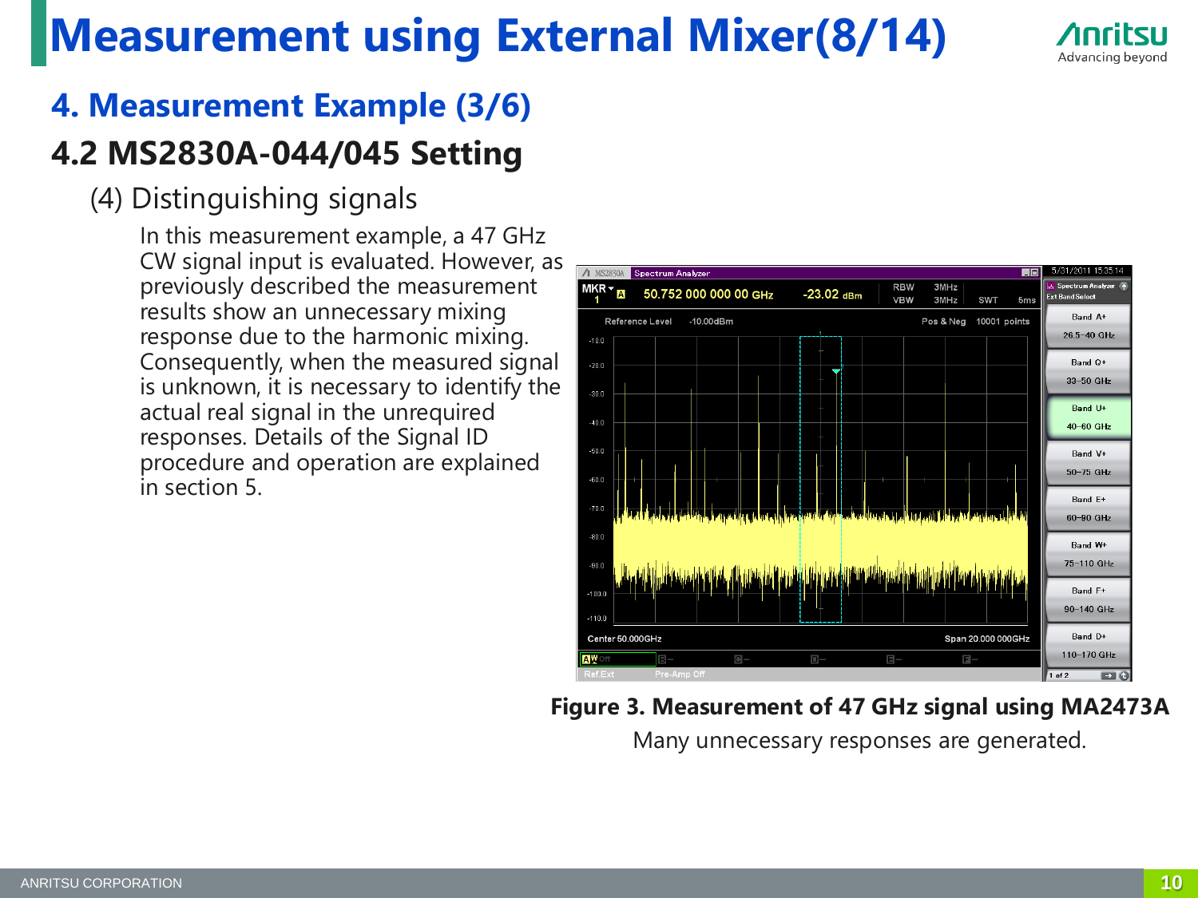# Measurement using External Mixer(8/14)

## 4. Measurement Example (3/6)

### 4.2 MS2830A-044/045 Setting

(4) Distinguishing signals

In this measurement example, a 47 GHz CW signal input is evaluated. However, as previously described the measurement results show an unnecessary mixing response due to the harmonic mixing. Consequently, when the measured signal is unknown, it is necessary to identify the actual real signal in the unrequired responses. Details of the Signal ID procedure and operation are explained in section 5.

**Figure 3. Measurement of 47 GHz signal using MA2473A**

Many unnecessary responses are generated.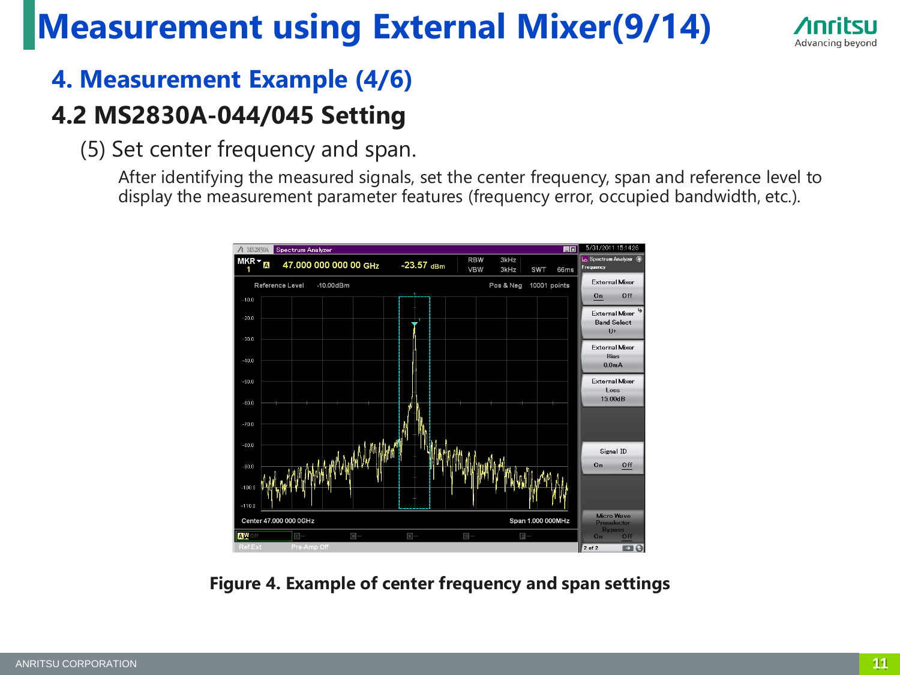# Measurement using External Mixer(9/14)

## 4. Measurement Example (4/6)

### 4.2 MS2830A-044/045 Setting

(5) Set center frequency and span.

After identifying the measured signals, set the center frequency, span and reference level to display the measurement parameter features (frequency error, occupied bandwidth, etc.).

**Figure 4. Example of center frequency and span settings**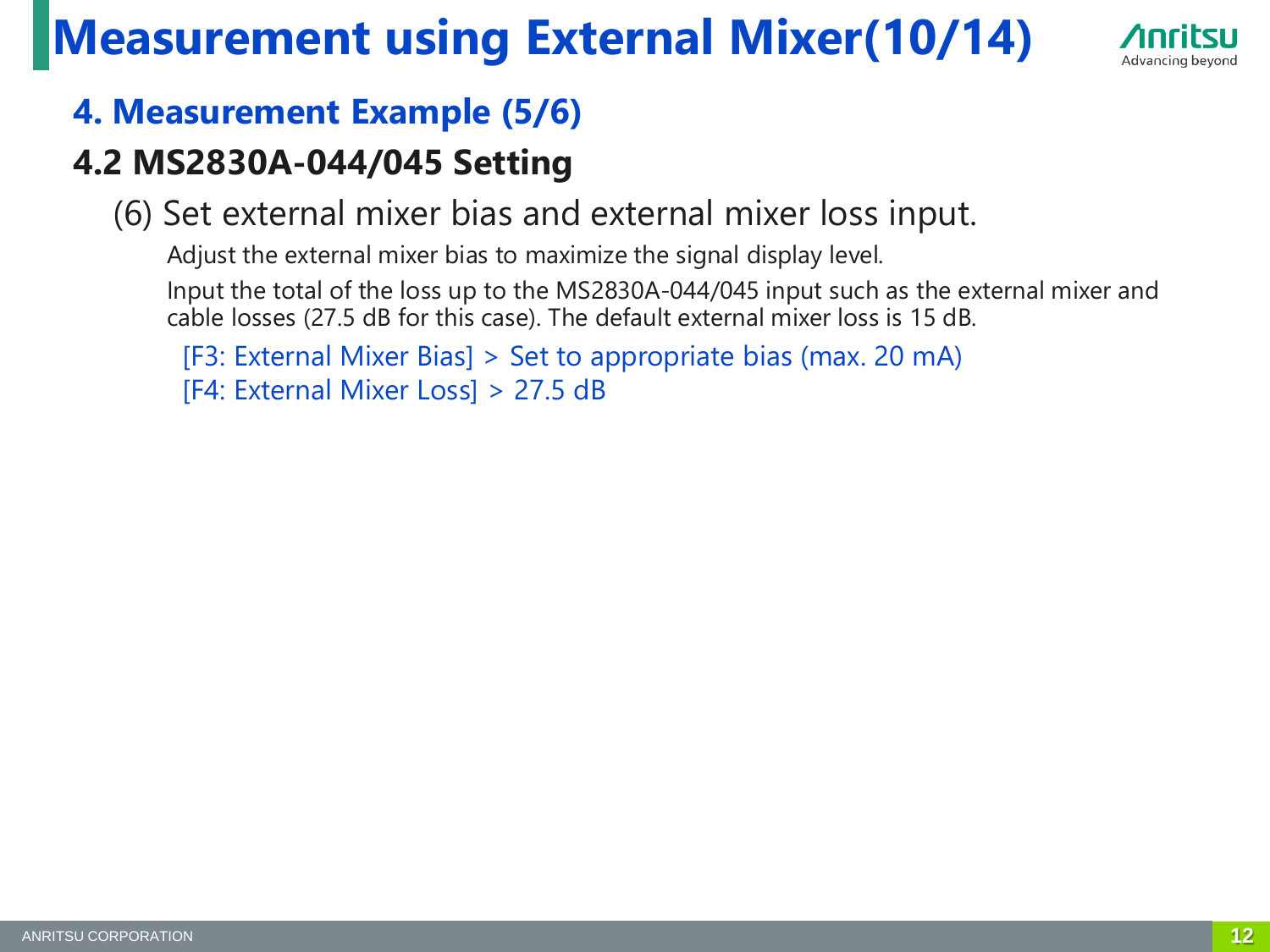# Measurement using External Mixer(10/14)

## 4. Measurement Example (5/6)

### 4.2 MS2830A-044/045 Setting

(6) Set external mixer bias and external mixer loss input.

Adjust the external mixer bias to maximize the signal display level.

Input the total of the loss up to the MS2830A-044/045 input such as the external mixer and cable losses (27.5 dB for this case). The default external mixer loss is 15 dB.

[F3: External Mixer Bias] > Set to appropriate bias (max. 20 mA)
[F4: External Mixer Loss] > 27.5 dB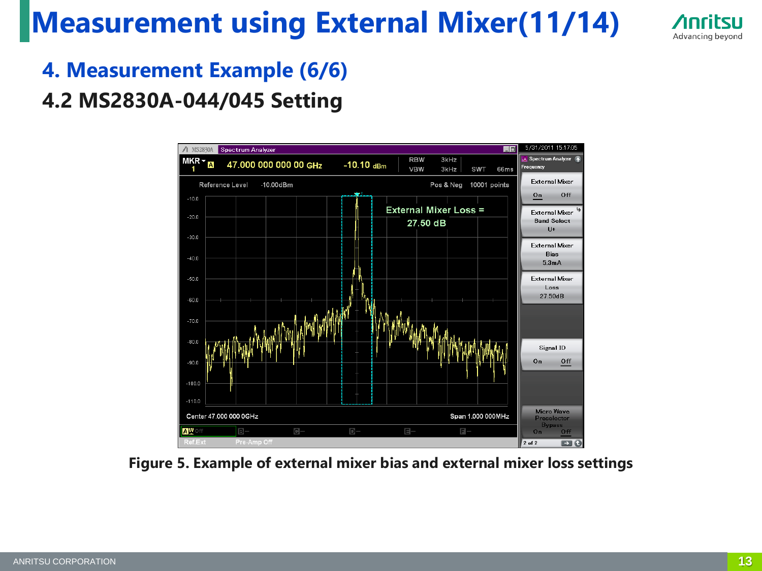# Measurement using External Mixer(11/14)

## 4. Measurement Example (6/6)

### 4.2 MS2830A-044/045 Setting

Figure 5. Example of external mixer bias and external mixer loss settings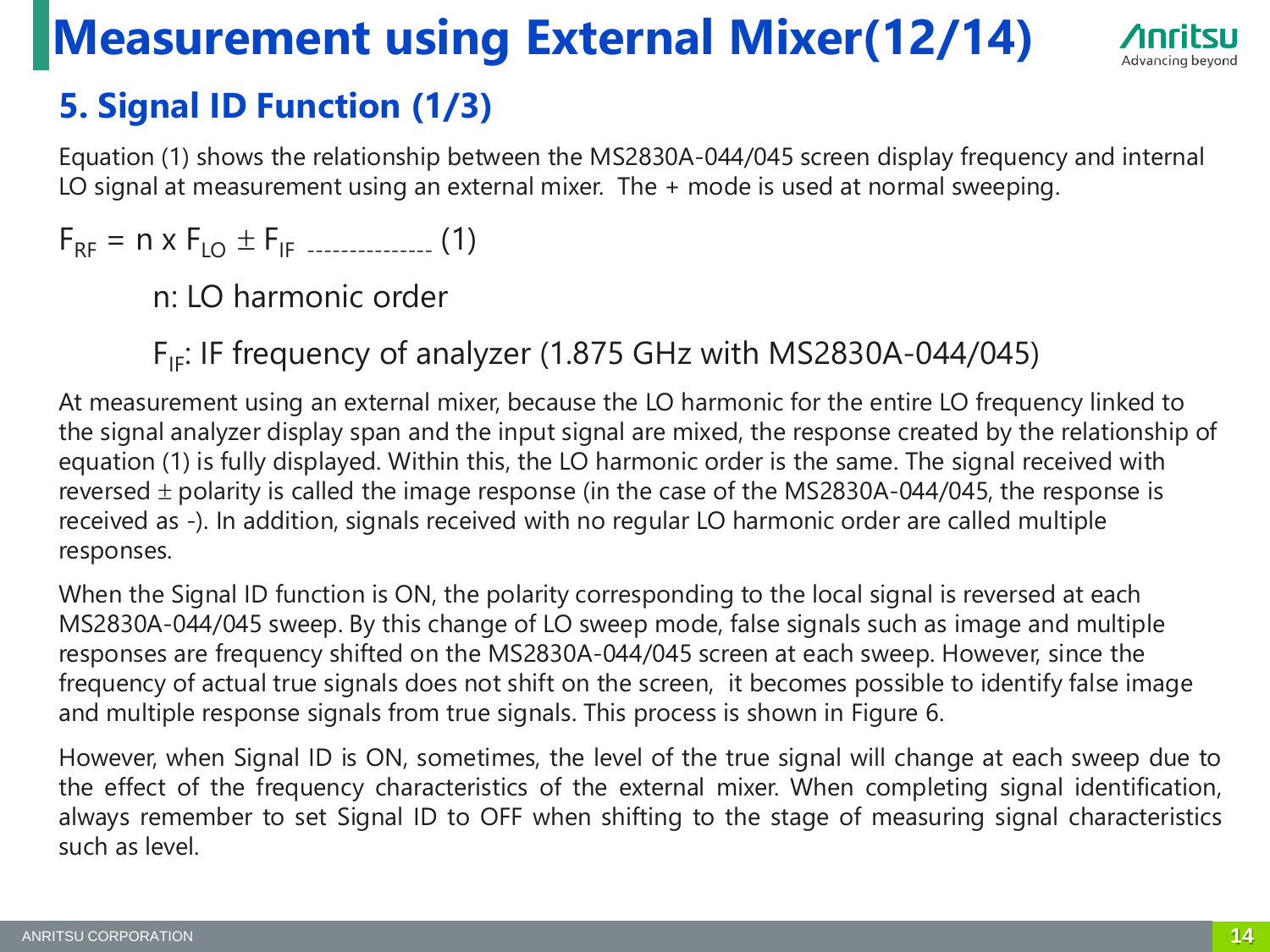# Measurement using External Mixer(12/14)

## 5. Signal ID Function (1/3)

Equation (1) shows the relationship between the MS2830A-044/045 screen display frequency and internal LO signal at measurement using an external mixer. The + mode is used at normal sweeping.

$$F_{RF} = n \times F_{LO} \pm F_{IF} \quad \text{--------------- (1)}$$

n: LO harmonic order

$F_{IF}$: IF frequency of analyzer (1.875 GHz with MS2830A-044/045)

At measurement using an external mixer, because the LO harmonic for the entire LO frequency linked to the signal analyzer display span and the input signal are mixed, the response created by the relationship of equation (1) is fully displayed. Within this, the LO harmonic order is the same. The signal received with reversed ± polarity is called the image response (in the case of the MS2830A-044/045, the response is received as -). In addition, signals received with no regular LO harmonic order are called multiple responses.

When the Signal ID function is ON, the polarity corresponding to the local signal is reversed at each MS2830A-044/045 sweep. By this change of LO sweep mode, false signals such as image and multiple responses are frequency shifted on the MS2830A-044/045 screen at each sweep. However, since the frequency of actual true signals does not shift on the screen, it becomes possible to identify false image and multiple response signals from true signals. This process is shown in Figure 6.

However, when Signal ID is ON, sometimes, the level of the true signal will change at each sweep due to the effect of the frequency characteristics of the external mixer. When completing signal identification, always remember to set Signal ID to OFF when shifting to the stage of measuring signal characteristics such as level.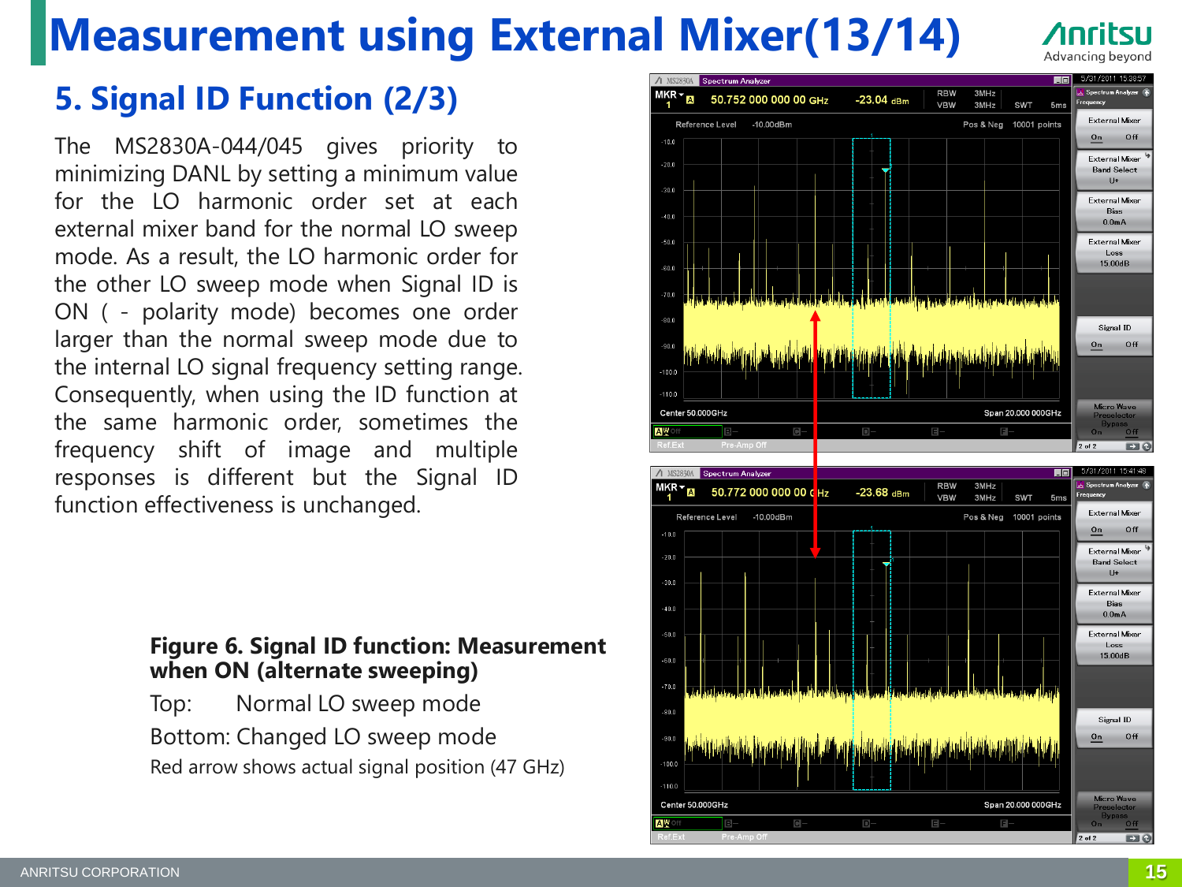# Measurement using External Mixer(13/14)

## 5. Signal ID Function (2/3)

The MS2830A-044/045 gives priority to minimizing DANL by setting a minimum value for the LO harmonic order set at each external mixer band for the normal LO sweep mode. As a result, the LO harmonic order for the other LO sweep mode when Signal ID is ON ( - polarity mode) becomes one order larger than the normal sweep mode due to the internal LO signal frequency setting range. Consequently, when using the ID function at the same harmonic order, sometimes the frequency shift of image and multiple responses is different but the Signal ID function effectiveness is unchanged.

**Figure 6. Signal ID function: Measurement when ON (alternate sweeping)**

Top: Normal LO sweep mode

Bottom: Changed LO sweep mode

Red arrow shows actual signal position (47 GHz)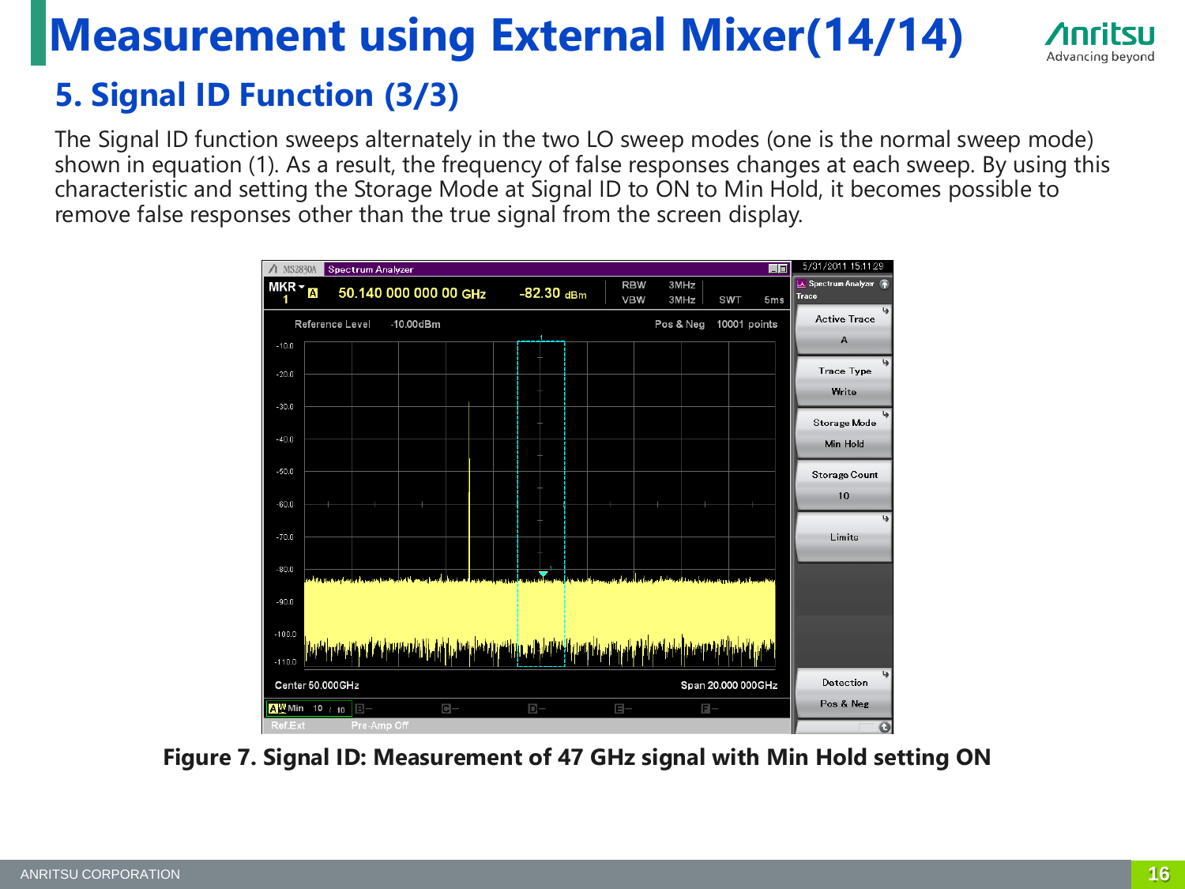# Measurement using External Mixer(14/14)

## 5. Signal ID Function (3/3)

The Signal ID function sweeps alternately in the two LO sweep modes (one is the normal sweep mode) shown in equation (1). As a result, the frequency of false responses changes at each sweep. By using this characteristic and setting the Storage Mode at Signal ID to ON to Min Hold, it becomes possible to remove false responses other than the true signal from the screen display.

**Figure 7. Signal ID: Measurement of 47 GHz signal with Min Hold setting ON**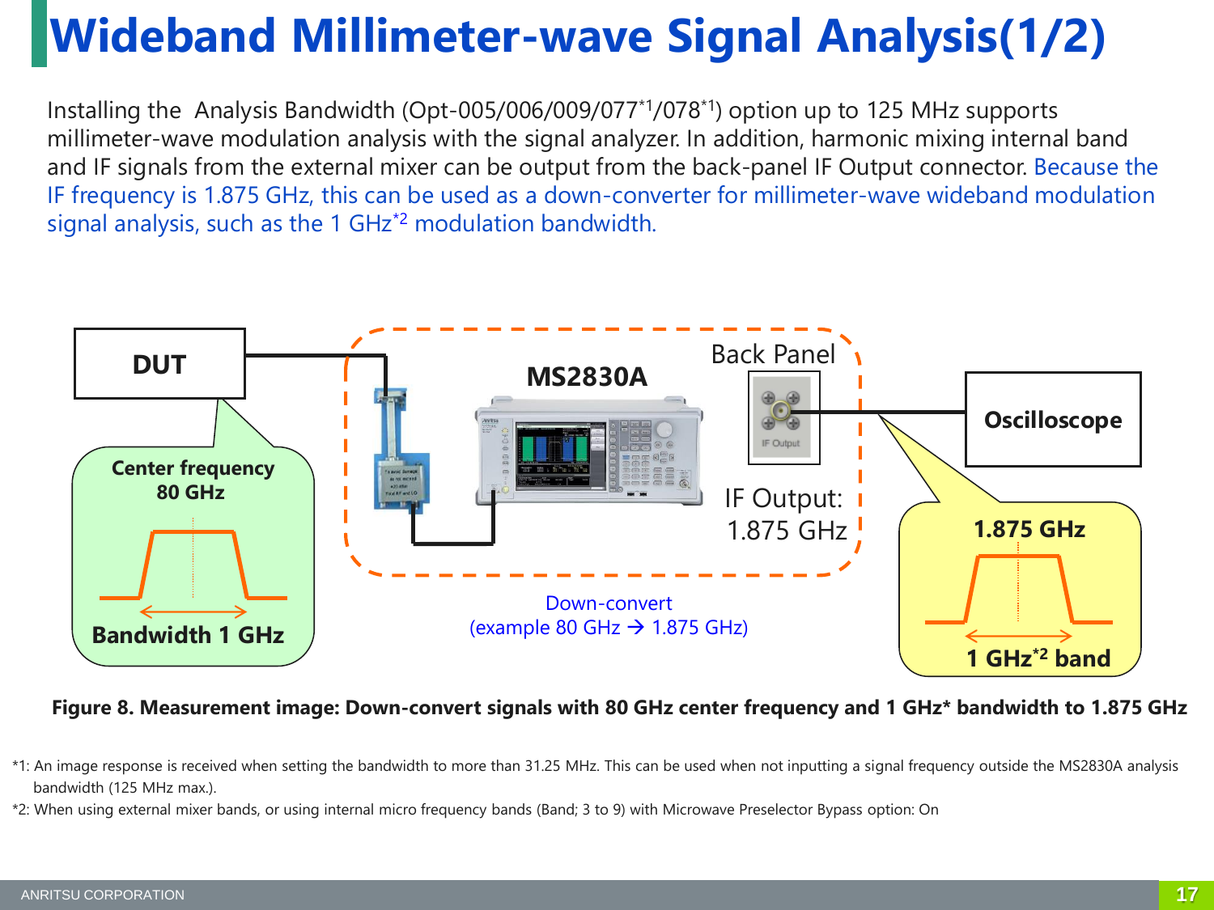# Wideband Millimeter-wave Signal Analysis(1/2)

Installing the Analysis Bandwidth (Opt-005/006/009/077[*1]/078[*1]) option up to 125 MHz supports millimeter-wave modulation analysis with the signal analyzer. In addition, harmonic mixing internal band and IF signals from the external mixer can be output from the back-panel IF Output connector. Because the IF frequency is 1.875 GHz, this can be used as a down-converter for millimeter-wave wideband modulation signal analysis, such as the 1 GHz[*2] modulation bandwidth.

DUT

Center frequency 80 GHz

Bandwidth 1 GHz

MS2830A

Back Panel

IF Output: 1.875 GHz

Oscilloscope

1.875 GHz

1 GHz[*2] band

Down-convert (example 80 GHz → 1.875 GHz)

**Figure 8. Measurement image: Down-convert signals with 80 GHz center frequency and 1 GHz* bandwidth to 1.875 GHz**

*1: An image response is received when setting the bandwidth to more than 31.25 MHz. This can be used when not inputting a signal frequency outside the MS2830A analysis bandwidth (125 MHz max.).

*2: When using external mixer bands, or using internal micro frequency bands (Band; 3 to 9) with Microwave Preselector Bypass option: On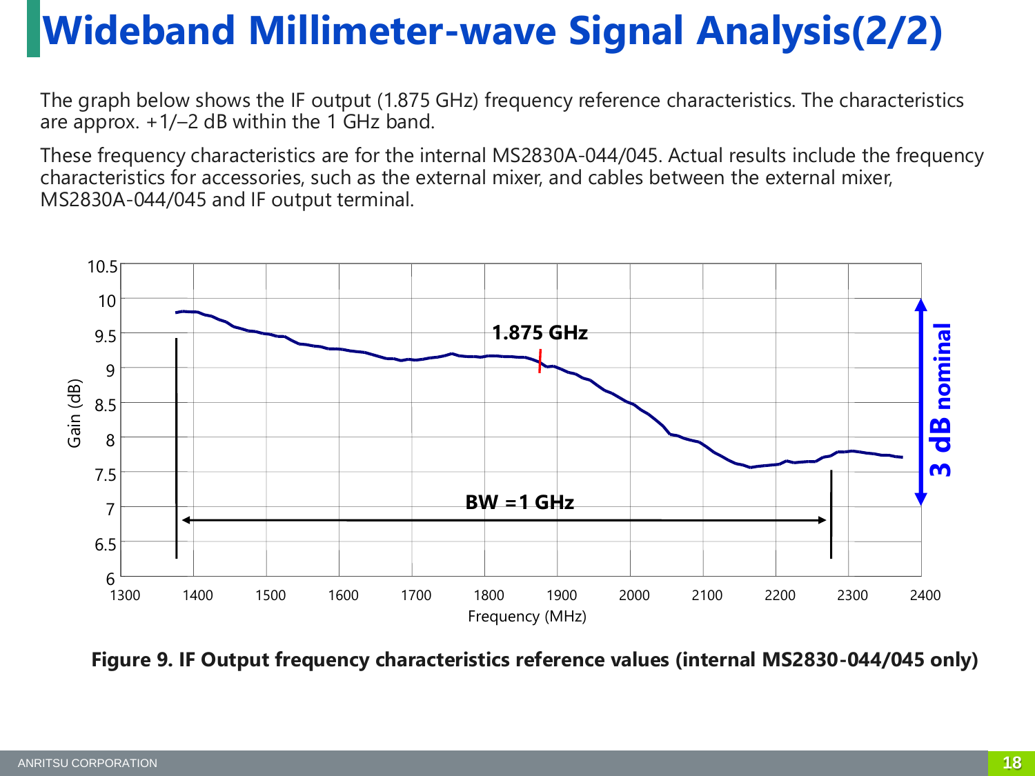# Wideband Millimeter-wave Signal Analysis(2/2)

The graph below shows the IF output (1.875 GHz) frequency reference characteristics. The characteristics are approx. +1/–2 dB within the 1 GHz band.

These frequency characteristics are for the internal MS2830A-044/045. Actual results include the frequency characteristics for accessories, such as the external mixer, and cables between the external mixer, MS2830A-044/045 and IF output terminal.

**Figure 9. IF Output frequency characteristics reference values (internal MS2830-044/045 only)**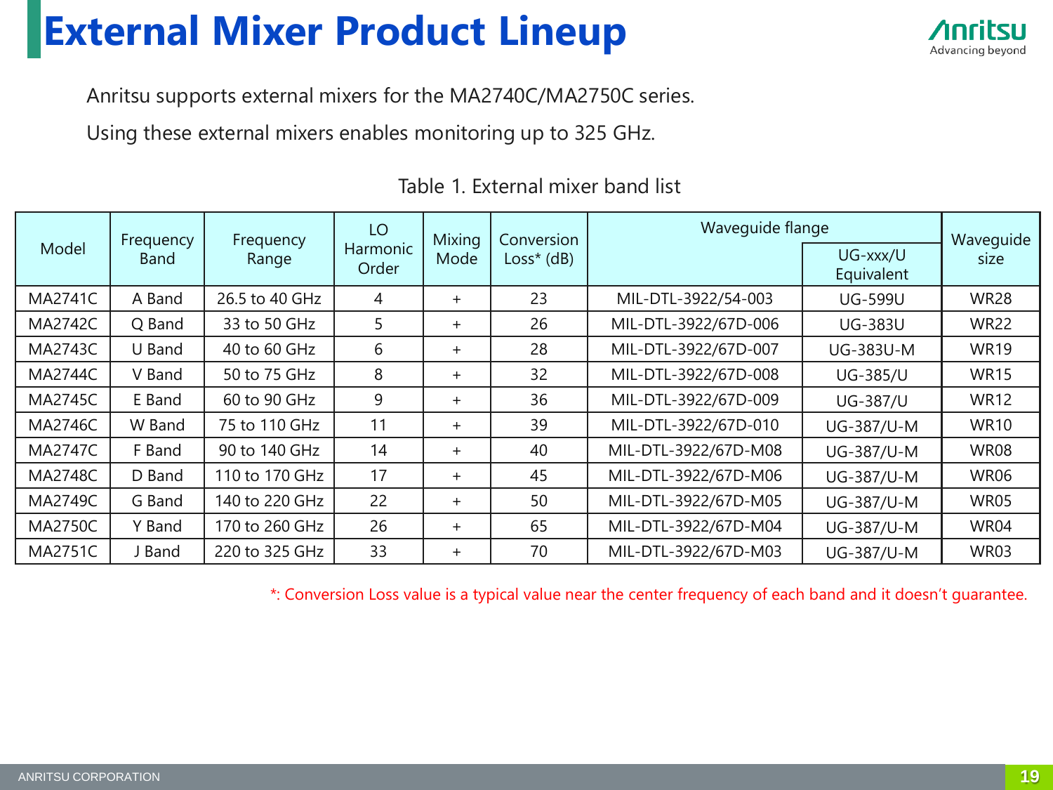# External Mixer Product Lineup

Anritsu supports external mixers for the MA2740C/MA2750C series.

Using these external mixers enables monitoring up to 325 GHz.

Table 1. External mixer band list

| Model | Frequency Band | Frequency Range | LO Harmonic Order | Mixing Mode | Conversion Loss* (dB) | Waveguide flange | | Waveguide size |
|---|---|---|---|---|---|---|---|---|
| | | | | | | | UG-xxx/U Equivalent | |
| MA2741C | A Band | 26.5 to 40 GHz | 4 | + | 23 | MIL-DTL-3922/54-003 | UG-599U | WR28 |
| MA2742C | Q Band | 33 to 50 GHz | 5 | + | 26 | MIL-DTL-3922/67D-006 | UG-383U | WR22 |
| MA2743C | U Band | 40 to 60 GHz | 6 | + | 28 | MIL-DTL-3922/67D-007 | UG-383U-M | WR19 |
| MA2744C | V Band | 50 to 75 GHz | 8 | + | 32 | MIL-DTL-3922/67D-008 | UG-385/U | WR15 |
| MA2745C | E Band | 60 to 90 GHz | 9 | + | 36 | MIL-DTL-3922/67D-009 | UG-387/U | WR12 |
| MA2746C | W Band | 75 to 110 GHz | 11 | + | 39 | MIL-DTL-3922/67D-010 | UG-387/U-M | WR10 |
| MA2747C | F Band | 90 to 140 GHz | 14 | + | 40 | MIL-DTL-3922/67D-M08 | UG-387/U-M | WR08 |
| MA2748C | D Band | 110 to 170 GHz | 17 | + | 45 | MIL-DTL-3922/67D-M06 | UG-387/U-M | WR06 |
| MA2749C | G Band | 140 to 220 GHz | 22 | + | 50 | MIL-DTL-3922/67D-M05 | UG-387/U-M | WR05 |
| MA2750C | Y Band | 170 to 260 GHz | 26 | + | 65 | MIL-DTL-3922/67D-M04 | UG-387/U-M | WR04 |
| MA2751C | J Band | 220 to 325 GHz | 33 | + | 70 | MIL-DTL-3922/67D-M03 | UG-387/U-M | WR03 |

*: Conversion Loss value is a typical value near the center frequency of each band and it doesn't guarantee.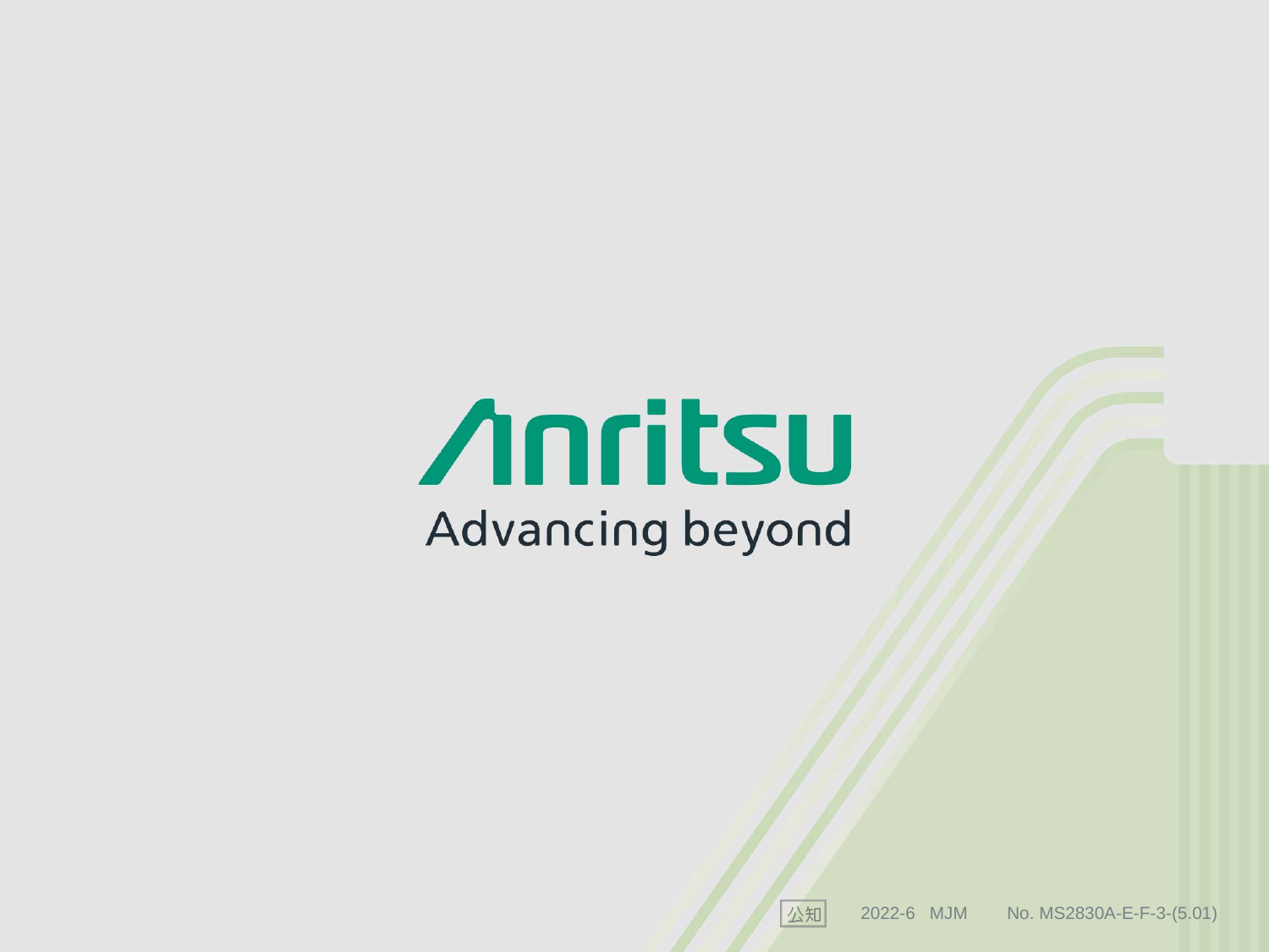Anritsu

Advancing beyond

公知 2022-6 MJM No. MS2830A-E-F-3-(5.01)